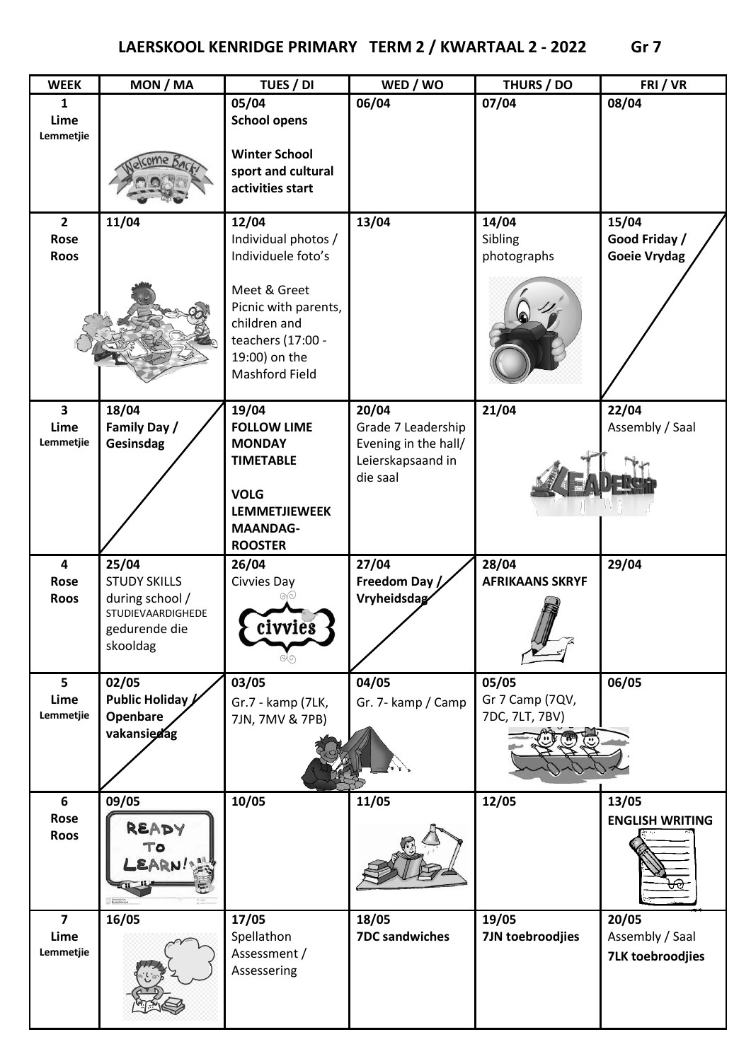# LAERSKOOL KENRIDGE PRIMARY TERM 2 / KWARTAAL 2 - 2022 Gr 7

| WEEK | MON / MA | TUES / DI | WED / WO | THURS / DO | FRI / VR |
|---|---|---|---|---|---|
| **1** **Lime** **Lemmetjie** | | **05/04** **School opens** **Winter School sport and cultural activities start** | **06/04** | **07/04** | **08/04** |
| **2** **Rose** **Roos** | **11/04** | **12/04** Individual photos / Individuele foto's Meet & Greet Picnic with parents, children and teachers (17:00 - 19:00) on the Mashford Field | **13/04** | **14/04** Sibling photographs | **15/04** **Good Friday / Goeie Vrydag** |
| **3** **Lime** **Lemmetjie** | **18/04** **Family Day / Gesinsdag** | **19/04** **FOLLOW LIME MONDAY TIMETABLE** **VOLG LEMMETJIEWEEK MAANDAG-ROOSTER** | **20/04** Grade 7 Leadership Evening in the hall/ Leierskapsaand in die saal | **21/04** | **22/04** Assembly / Saal |
| **4** **Rose** **Roos** | **25/04** STUDY SKILLS during school / STUDIEVAARDIGHEDE gedurende die skooldag | **26/04** Civvies Day | **27/04** **Freedom Day / Vryheidsdag** | **28/04** **AFRIKAANS SKRYF** | **29/04** |
| **5** **Lime** **Lemmetjie** | **02/05** **Public Holiday / Openbare vakansiedag** | **03/05** Gr.7 - kamp (7LK, 7JN, 7MV & 7PB) | **04/05** Gr. 7- kamp / Camp | **05/05** Gr 7 Camp (7QV, 7DC, 7LT, 7BV) | **06/05** |
| **6** **Rose** **Roos** | **09/05** | **10/05** | **11/05** | **12/05** | **13/05** **ENGLISH WRITING** |
| **7** **Lime** **Lemmetjie** | **16/05** | **17/05** Spellathon Assessment / Assessering | **18/05** **7DC sandwiches** | **19/05** **7JN toebroodjies** | **20/05** Assembly / Saal **7LK toebroodjies** |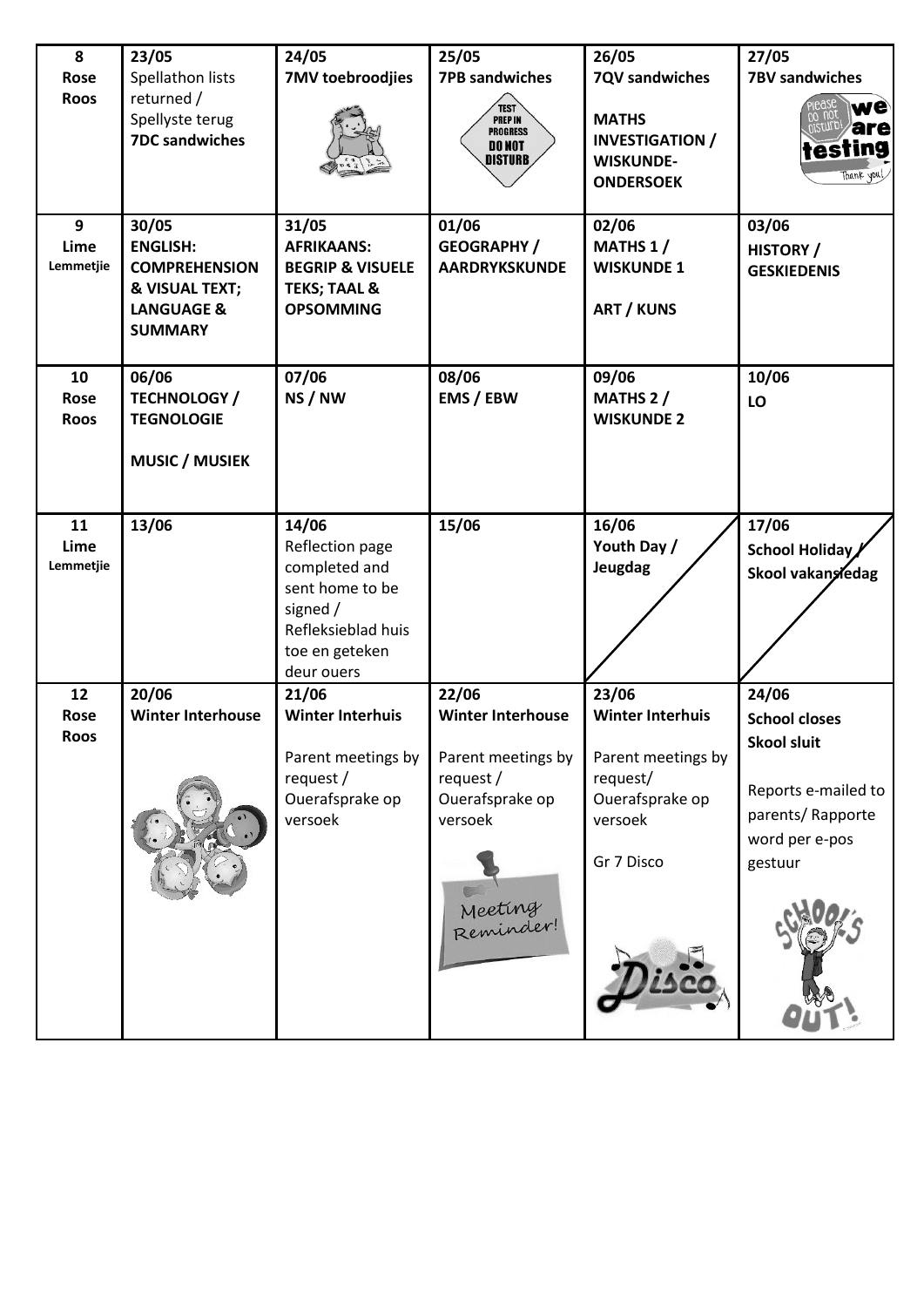| | | | | | |
|---|---|---|---|---|---|
| **8** **Rose** **Roos** | **23/05** Spellathon lists returned / Spellyste terug **7DC sandwiches** | **24/05** **7MV toebroodjies** | **25/05** **7PB sandwiches** | **26/05** **7QV sandwiches** **MATHS INVESTIGATION / WISKUNDE-ONDERSOEK** | **27/05** **7BV sandwiches** |
| **9** **Lime** **Lemmetjie** | **30/05** **ENGLISH: COMPREHENSION & VISUAL TEXT; LANGUAGE & SUMMARY** | **31/05** **AFRIKAANS: BEGRIP & VISUELE TEKS; TAAL & OPSOMMING** | **01/06** **GEOGRAPHY / AARDRYKSKUNDE** | **02/06** **MATHS 1 / WISKUNDE 1** **ART / KUNS** | **03/06** **HISTORY / GESKIEDENIS** |
| **10** **Rose** **Roos** | **06/06** **TECHNOLOGY / TEGNOLOGIE** **MUSIC / MUSIEK** | **07/06** **NS / NW** | **08/06** **EMS / EBW** | **09/06** **MATHS 2 / WISKUNDE 2** | **10/06** **LO** |
| **11** **Lime** **Lemmetjie** | **13/06** | **14/06** Reflection page completed and sent home to be signed / Refleksieblad huis toe en geteken deur ouers | **15/06** | **16/06** **Youth Day / Jeugdag** | **17/06** **School Holiday / Skool vakansiedag** |
| **12** **Rose** **Roos** | **20/06** **Winter Interhouse** | **21/06** **Winter Interhuis** Parent meetings by request / Ouerafsprake op versoek | **22/06** **Winter Interhouse** Parent meetings by request / Ouerafsprake op versoek | **23/06** **Winter Interhuis** Parent meetings by request/ Ouerafsprake op versoek Gr 7 Disco | **24/06** **School closes** **Skool sluit** Reports e-mailed to parents/ Rapporte word per e-pos gestuur |